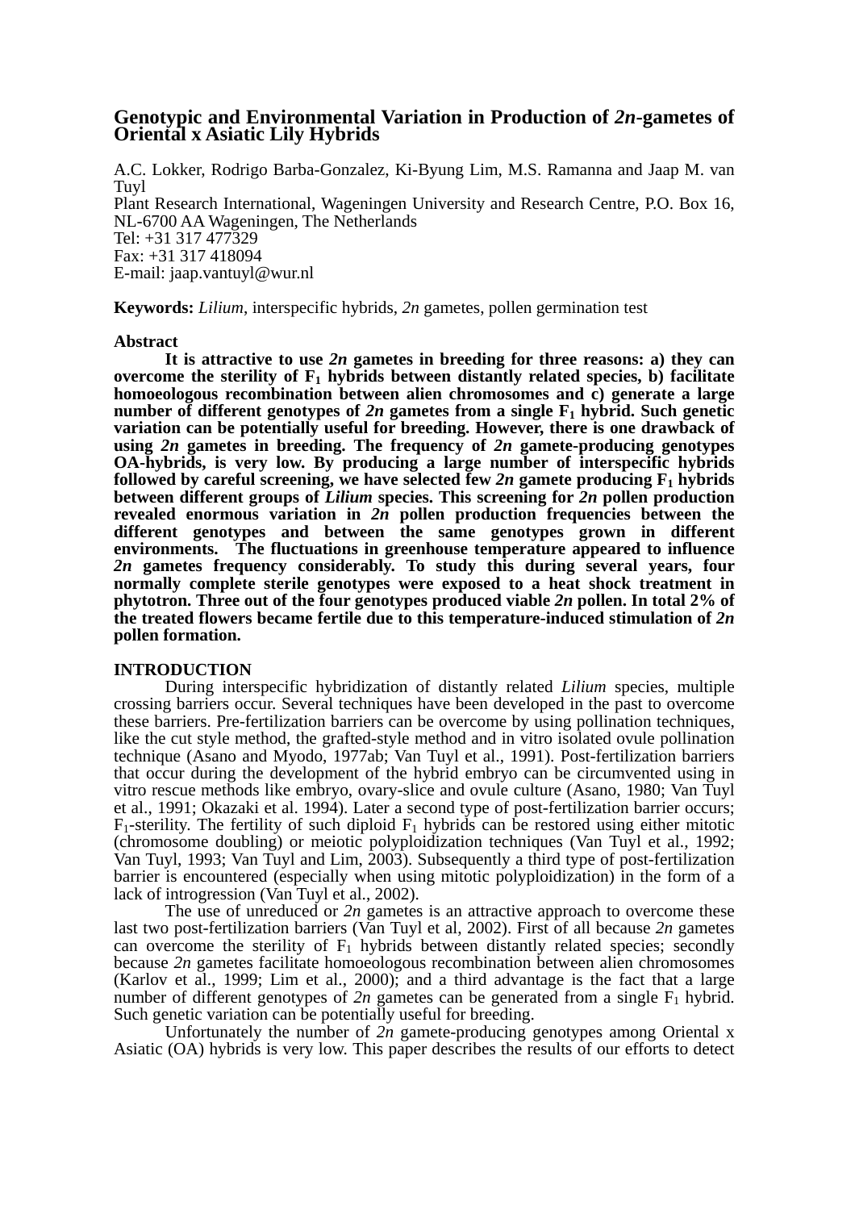# Genotypic and Environmental Variation in Production of *2n*-gametes of Oriental x Asiatic Lily Hybrids

A.C. Lokker, Rodrigo Barba-Gonzalez, Ki-Byung Lim, M.S. Ramanna and Jaap M. van Tuyl
Plant Research International, Wageningen University and Research Centre, P.O. Box 16, NL-6700 AA Wageningen, The Netherlands
Tel: +31 317 477329
Fax: +31 317 418094
E-mail: jaap.vantuyl@wur.nl

**Keywords:** *Lilium*, interspecific hybrids, *2n* gametes, pollen germination test

## Abstract

**It is attractive to use *2n* gametes in breeding for three reasons: a) they can overcome the sterility of $F_1$ hybrids between distantly related species, b) facilitate homoeologous recombination between alien chromosomes and c) generate a large number of different genotypes of *2n* gametes from a single $F_1$ hybrid. Such genetic variation can be potentially useful for breeding. However, there is one drawback of using *2n* gametes in breeding. The frequency of *2n* gamete-producing genotypes OA-hybrids, is very low. By producing a large number of interspecific hybrids followed by careful screening, we have selected few *2n* gamete producing $F_1$ hybrids between different groups of *Lilium* species. This screening for *2n* pollen production revealed enormous variation in *2n* pollen production frequencies between the different genotypes and between the same genotypes grown in different environments. The fluctuations in greenhouse temperature appeared to influence *2n* gametes frequency considerably. To study this during several years, four normally complete sterile genotypes were exposed to a heat shock treatment in phytotron. Three out of the four genotypes produced viable *2n* pollen. In total 2% of the treated flowers became fertile due to this temperature-induced stimulation of *2n* pollen formation.**

## INTRODUCTION

During interspecific hybridization of distantly related *Lilium* species, multiple crossing barriers occur. Several techniques have been developed in the past to overcome these barriers. Pre-fertilization barriers can be overcome by using pollination techniques, like the cut style method, the grafted-style method and in vitro isolated ovule pollination technique (Asano and Myodo, 1977ab; Van Tuyl et al., 1991). Post-fertilization barriers that occur during the development of the hybrid embryo can be circumvented using in vitro rescue methods like embryo, ovary-slice and ovule culture (Asano, 1980; Van Tuyl et al., 1991; Okazaki et al. 1994). Later a second type of post-fertilization barrier occurs; $F_1$-sterility. The fertility of such diploid $F_1$ hybrids can be restored using either mitotic (chromosome doubling) or meiotic polyploidization techniques (Van Tuyl et al., 1992; Van Tuyl, 1993; Van Tuyl and Lim, 2003). Subsequently a third type of post-fertilization barrier is encountered (especially when using mitotic polyploidization) in the form of a lack of introgression (Van Tuyl et al., 2002).

The use of unreduced or *2n* gametes is an attractive approach to overcome these last two post-fertilization barriers (Van Tuyl et al, 2002). First of all because *2n* gametes can overcome the sterility of $F_1$ hybrids between distantly related species; secondly because *2n* gametes facilitate homoeologous recombination between alien chromosomes (Karlov et al., 1999; Lim et al., 2000); and a third advantage is the fact that a large number of different genotypes of *2n* gametes can be generated from a single $F_1$ hybrid. Such genetic variation can be potentially useful for breeding.

Unfortunately the number of *2n* gamete-producing genotypes among Oriental x Asiatic (OA) hybrids is very low. This paper describes the results of our efforts to detect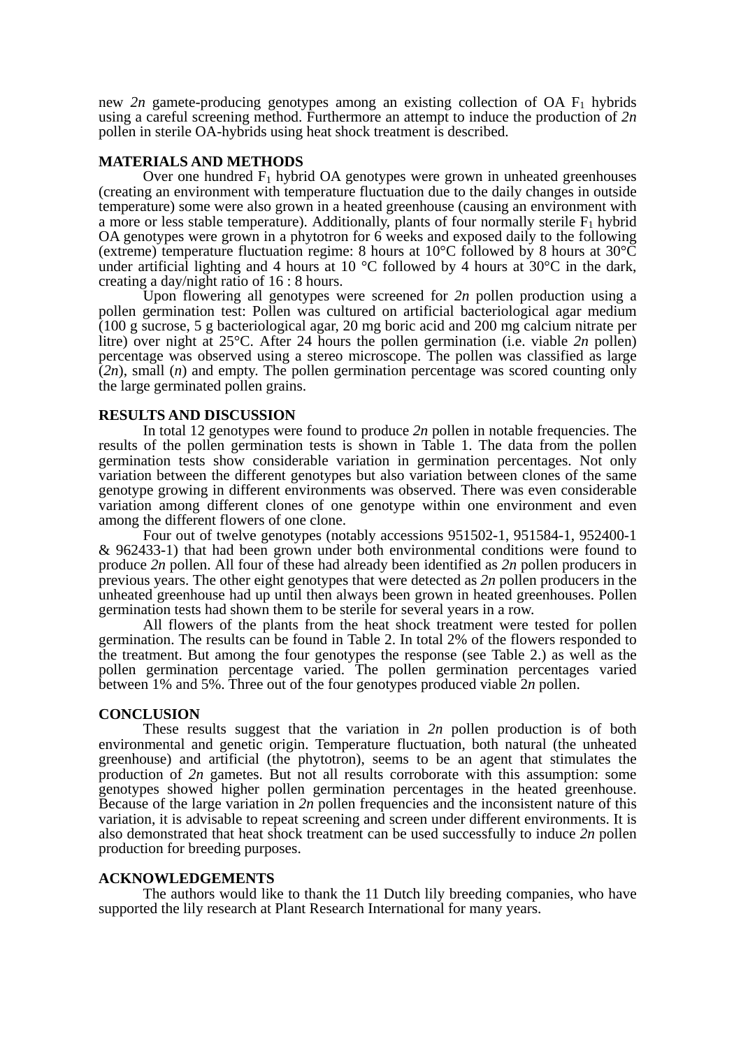new *2n* gamete-producing genotypes among an existing collection of OA $F_1$ hybrids using a careful screening method. Furthermore an attempt to induce the production of *2n* pollen in sterile OA-hybrids using heat shock treatment is described.

## MATERIALS AND METHODS

Over one hundred $F_1$ hybrid OA genotypes were grown in unheated greenhouses (creating an environment with temperature fluctuation due to the daily changes in outside temperature) some were also grown in a heated greenhouse (causing an environment with a more or less stable temperature). Additionally, plants of four normally sterile $F_1$ hybrid OA genotypes were grown in a phytotron for 6 weeks and exposed daily to the following (extreme) temperature fluctuation regime: 8 hours at 10°C followed by 8 hours at 30°C under artificial lighting and 4 hours at 10 °C followed by 4 hours at 30°C in the dark, creating a day/night ratio of 16 : 8 hours.

Upon flowering all genotypes were screened for *2n* pollen production using a pollen germination test: Pollen was cultured on artificial bacteriological agar medium (100 g sucrose, 5 g bacteriological agar, 20 mg boric acid and 200 mg calcium nitrate per litre) over night at 25°C. After 24 hours the pollen germination (i.e. viable *2n* pollen) percentage was observed using a stereo microscope. The pollen was classified as large (*2n*), small (*n*) and empty. The pollen germination percentage was scored counting only the large germinated pollen grains.

## RESULTS AND DISCUSSION

In total 12 genotypes were found to produce *2n* pollen in notable frequencies. The results of the pollen germination tests is shown in Table 1. The data from the pollen germination tests show considerable variation in germination percentages. Not only variation between the different genotypes but also variation between clones of the same genotype growing in different environments was observed. There was even considerable variation among different clones of one genotype within one environment and even among the different flowers of one clone.

Four out of twelve genotypes (notably accessions 951502-1, 951584-1, 952400-1 & 962433-1) that had been grown under both environmental conditions were found to produce *2n* pollen. All four of these had already been identified as *2n* pollen producers in previous years. The other eight genotypes that were detected as *2n* pollen producers in the unheated greenhouse had up until then always been grown in heated greenhouses. Pollen germination tests had shown them to be sterile for several years in a row.

All flowers of the plants from the heat shock treatment were tested for pollen germination. The results can be found in Table 2. In total 2% of the flowers responded to the treatment. But among the four genotypes the response (see Table 2.) as well as the pollen germination percentage varied. The pollen germination percentages varied between 1% and 5%. Three out of the four genotypes produced viable 2*n* pollen.

## CONCLUSION

These results suggest that the variation in *2n* pollen production is of both environmental and genetic origin. Temperature fluctuation, both natural (the unheated greenhouse) and artificial (the phytotron), seems to be an agent that stimulates the production of *2n* gametes. But not all results corroborate with this assumption: some genotypes showed higher pollen germination percentages in the heated greenhouse. Because of the large variation in *2n* pollen frequencies and the inconsistent nature of this variation, it is advisable to repeat screening and screen under different environments. It is also demonstrated that heat shock treatment can be used successfully to induce *2n* pollen production for breeding purposes.

## ACKNOWLEDGEMENTS

The authors would like to thank the 11 Dutch lily breeding companies, who have supported the lily research at Plant Research International for many years.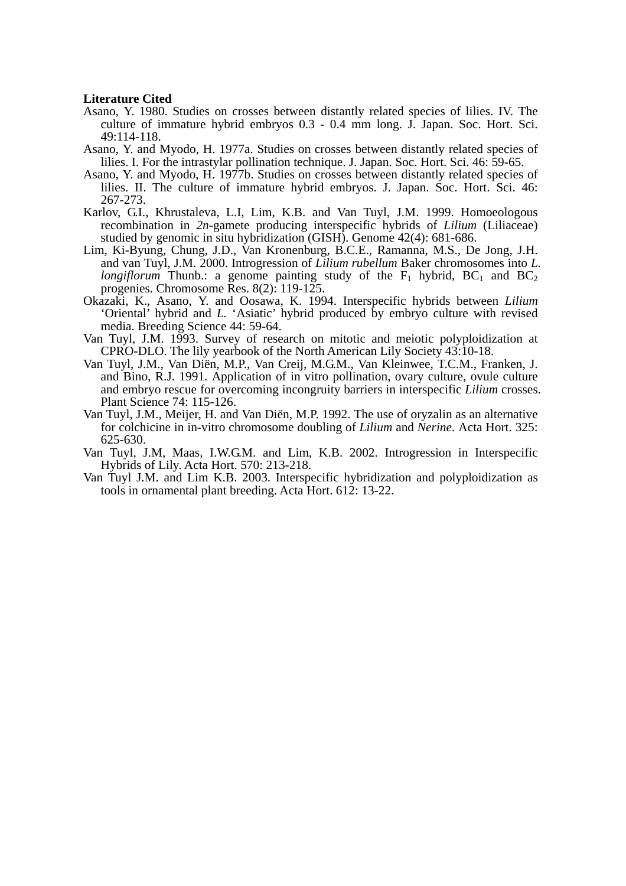**Literature Cited**

Asano, Y. 1980. Studies on crosses between distantly related species of lilies. IV. The culture of immature hybrid embryos 0.3 - 0.4 mm long. J. Japan. Soc. Hort. Sci. 49:114-118.

Asano, Y. and Myodo, H. 1977a. Studies on crosses between distantly related species of lilies. I. For the intrastylar pollination technique. J. Japan. Soc. Hort. Sci. 46: 59-65.

Asano, Y. and Myodo, H. 1977b. Studies on crosses between distantly related species of lilies. II. The culture of immature hybrid embryos. J. Japan. Soc. Hort. Sci. 46: 267-273.

Karlov, G.I., Khrustaleva, L.I, Lim, K.B. and Van Tuyl, J.M. 1999. Homoeologous recombination in *2n*-gamete producing interspecific hybrids of *Lilium* (Liliaceae) studied by genomic in situ hybridization (GISH). Genome 42(4): 681-686.

Lim, Ki-Byung, Chung, J.D., Van Kronenburg, B.C.E., Ramanna, M.S., De Jong, J.H. and van Tuyl, J.M. 2000. Introgression of *Lilium rubellum* Baker chromosomes into *L. longiflorum* Thunb.: a genome painting study of the $F_1$ hybrid, $BC_1$ and $BC_2$ progenies. Chromosome Res. 8(2): 119-125.

Okazaki, K., Asano, Y. and Oosawa, K. 1994. Interspecific hybrids between *Lilium* 'Oriental' hybrid and *L.* 'Asiatic' hybrid produced by embryo culture with revised media. Breeding Science 44: 59-64.

Van Tuyl, J.M. 1993. Survey of research on mitotic and meiotic polyploidization at CPRO-DLO. The lily yearbook of the North American Lily Society 43:10-18.

Van Tuyl, J.M., Van Diën, M.P., Van Creij, M.G.M., Van Kleinwee, T.C.M., Franken, J. and Bino, R.J. 1991. Application of in vitro pollination, ovary culture, ovule culture and embryo rescue for overcoming incongruity barriers in interspecific *Lilium* crosses. Plant Science 74: 115-126.

Van Tuyl, J.M., Meijer, H. and Van Diën, M.P. 1992. The use of oryzalin as an alternative for colchicine in in-vitro chromosome doubling of *Lilium* and *Nerine*. Acta Hort. 325: 625-630.

Van Tuyl, J.M, Maas, I.W.G.M. and Lim, K.B. 2002. Introgression in Interspecific Hybrids of Lily. Acta Hort. 570: 213-218.

Van Tuyl J.M. and Lim K.B. 2003. Interspecific hybridization and polyploidization as tools in ornamental plant breeding. Acta Hort. 612: 13-22.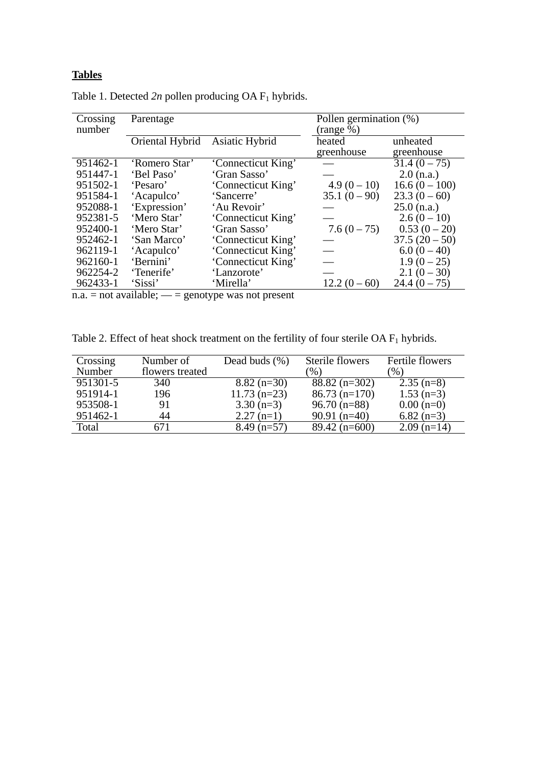**Tables**

Table 1. Detected *2n* pollen producing OA $F_1$ hybrids.

| Crossing number | Parentage | | Pollen germination (%) (range %) | |
|---|---|---|---|---|
| | Oriental Hybrid | Asiatic Hybrid | heated greenhouse | unheated greenhouse |
| 951462-1 | 'Romero Star' | 'Connecticut King' | — | 31.4 (0 – 75) |
| 951447-1 | 'Bel Paso' | 'Gran Sasso' | — | 2.0 (n.a.) |
| 951502-1 | 'Pesaro' | 'Connecticut King' | 4.9 (0 – 10) | 16.6 (0 – 100) |
| 951584-1 | 'Acapulco' | 'Sancerre' | 35.1 (0 – 90) | 23.3 (0 – 60) |
| 952088-1 | 'Expression' | 'Au Revoir' | — | 25.0 (n.a.) |
| 952381-5 | 'Mero Star' | 'Connecticut King' | — | 2.6 (0 – 10) |
| 952400-1 | 'Mero Star' | 'Gran Sasso' | 7.6 (0 – 75) | 0.53 (0 – 20) |
| 952462-1 | 'San Marco' | 'Connecticut King' | — | 37.5 (20 – 50) |
| 962119-1 | 'Acapulco' | 'Connecticut King' | — | 6.0 (0 – 40) |
| 962160-1 | 'Bernini' | 'Connecticut King' | — | 1.9 (0 – 25) |
| 962254-2 | 'Tenerife' | 'Lanzorote' | — | 2.1 (0 – 30) |
| 962433-1 | 'Sissi' | 'Mirella' | 12.2 (0 – 60) | 24.4 (0 – 75) |

n.a. = not available; — = genotype was not present

Table 2. Effect of heat shock treatment on the fertility of four sterile OA $F_1$ hybrids.

| Crossing Number | Number of flowers treated | Dead buds (%) | Sterile flowers (%) | Fertile flowers (%) |
|---|---|---|---|---|
| 951301-5 | 340 | 8.82 (n=30) | 88.82 (n=302) | 2.35 (n=8) |
| 951914-1 | 196 | 11.73 (n=23) | 86.73 (n=170) | 1.53 (n=3) |
| 953508-1 | 91 | 3.30 (n=3) | 96.70 (n=88) | 0.00 (n=0) |
| 951462-1 | 44 | 2.27 (n=1) | 90.91 (n=40) | 6.82 (n=3) |
| Total | 671 | 8.49 (n=57) | 89.42 (n=600) | 2.09 (n=14) |